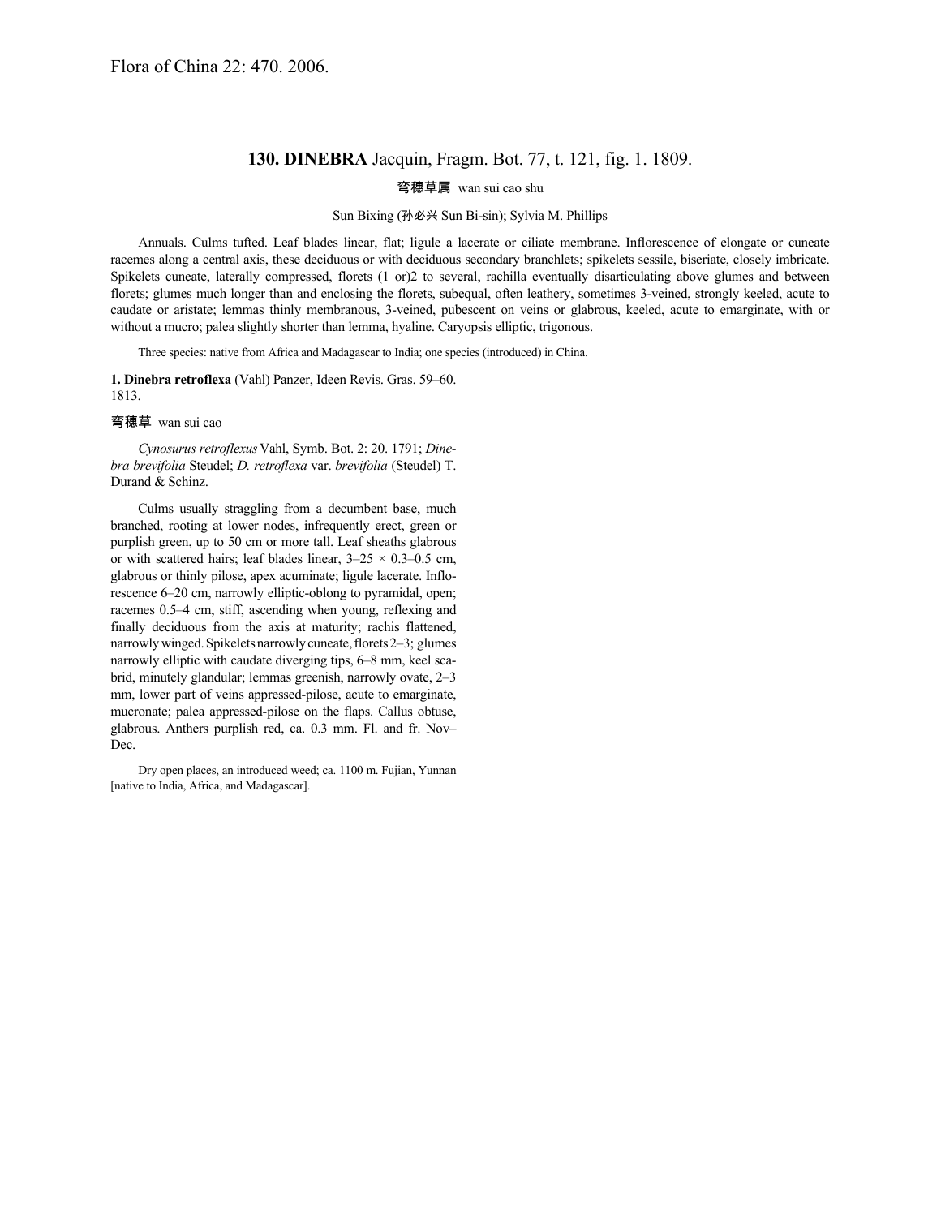Flora of China 22: 470. 2006.

## 130. DINEBRA Jacquin, Fragm. Bot. 77, t. 121, fig. 1. 1809.

穹穗草属 wan sui cao shu

Sun Bixing (孙必兴 Sun Bi-sin); Sylvia M. Phillips

Annuals. Culms tufted. Leaf blades linear, flat; ligule a lacerate or ciliate membrane. Inflorescence of elongate or cuneate racemes along a central axis, these deciduous or with deciduous secondary branchlets; spikelets sessile, biseriate, closely imbricate. Spikelets cuneate, laterally compressed, florets (1 or)2 to several, rachilla eventually disarticulating above glumes and between florets; glumes much longer than and enclosing the florets, subequal, often leathery, sometimes 3-veined, strongly keeled, acute to caudate or aristate; lemmas thinly membranous, 3-veined, pubescent on veins or glabrous, keeled, acute to emarginate, with or without a mucro; palea slightly shorter than lemma, hyaline. Caryopsis elliptic, trigonous.

Three species: native from Africa and Madagascar to India; one species (introduced) in China.

**1. Dinebra retroflexa** (Vahl) Panzer, Ideen Revis. Gras. 59–60. 1813.

穹穗草 wan sui cao

*Cynosurus retroflexus* Vahl, Symb. Bot. 2: 20. 1791; *Dinebra brevifolia* Steudel; *D. retroflexa* var. *brevifolia* (Steudel) T. Durand & Schinz.

Culms usually straggling from a decumbent base, much branched, rooting at lower nodes, infrequently erect, green or purplish green, up to 50 cm or more tall. Leaf sheaths glabrous or with scattered hairs; leaf blades linear, 3–25 × 0.3–0.5 cm, glabrous or thinly pilose, apex acuminate; ligule lacerate. Inflorescence 6–20 cm, narrowly elliptic-oblong to pyramidal, open; racemes 0.5–4 cm, stiff, ascending when young, reflexing and finally deciduous from the axis at maturity; rachis flattened, narrowly winged. Spikelets narrowly cuneate, florets 2–3; glumes narrowly elliptic with caudate diverging tips, 6–8 mm, keel scabrid, minutely glandular; lemmas greenish, narrowly ovate, 2–3 mm, lower part of veins appressed-pilose, acute to emarginate, mucronate; palea appressed-pilose on the flaps. Callus obtuse, glabrous. Anthers purplish red, ca. 0.3 mm. Fl. and fr. Nov–Dec.

Dry open places, an introduced weed; ca. 1100 m. Fujian, Yunnan [native to India, Africa, and Madagascar].